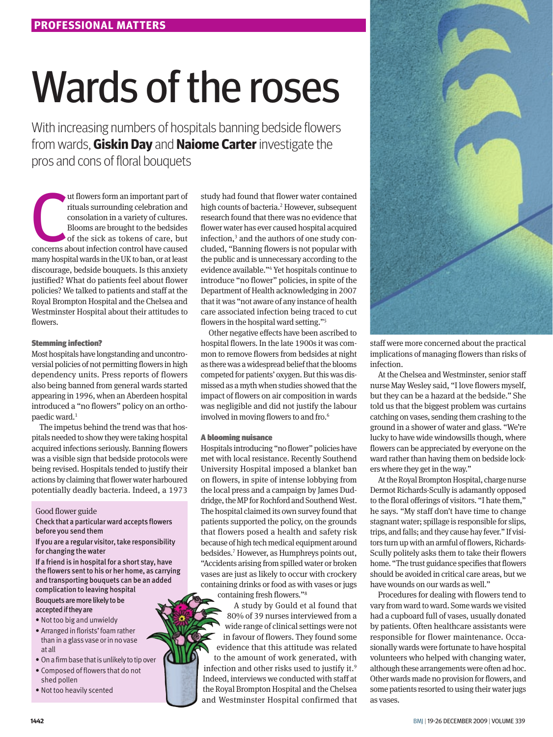# Wards of the roses

With increasing numbers of hospitals banning bedside flowers from wards, **Giskin Day** and **Naiome Carter** investigate the pros and cons of floral bouquets

Cut flowers form an important part of rituals surrounding celebration and consolation in a variety of cultures. Blooms are brought to the bedsides of the sick as tokens of care, but concerns about infection control have caused many hospital wards in the UK to ban, or at least discourage, bedside bouquets. Is this anxiety justified? What do patients feel about flower policies? We talked to patients and staff at the Royal Brompton Hospital and the Chelsea and Westminster Hospital about their attitudes to flowers.

### Stemming infection?

Most hospitals have longstanding and uncontroversial policies of not permitting flowers in high dependency units. Press reports of flowers also being banned from general wards started appearing in 1996, when an Aberdeen hospital introduced a "no flowers" policy on an orthopaedic ward.[1]

The impetus behind the trend was that hospitals needed to show they were taking hospital acquired infections seriously. Banning flowers was a visible sign that bedside protocols were being revised. Hospitals tended to justify their actions by claiming that flower water harboured potentially deadly bacteria. Indeed, a 1973 study had found that flower water contained high counts of bacteria.[2] However, subsequent research found that there was no evidence that flower water has ever caused hospital acquired infection,[3] and the authors of one study concluded, "Banning flowers is not popular with the public and is unnecessary according to the evidence available."[4] Yet hospitals continue to introduce "no flower" policies, in spite of the Department of Health acknowledging in 2007 that it was "not aware of any instance of health care associated infection being traced to cut flowers in the hospital ward setting."[5]

Other negative effects have been ascribed to hospital flowers. In the late 1900s it was common to remove flowers from bedsides at night as there was a widespread belief that the blooms competed for patients' oxygen. But this was dismissed as a myth when studies showed that the impact of flowers on air composition in wards was negligible and did not justify the labour involved in moving flowers to and fro.[6]

### A blooming nuisance

Hospitals introducing "no flower" policies have met with local resistance. Recently Southend University Hospital imposed a blanket ban on flowers, in spite of intense lobbying from the local press and a campaign by James Duddridge, the MP for Rochford and Southend West. The hospital claimed its own survey found that patients supported the policy, on the grounds that flowers posed a health and safety risk because of high tech medical equipment around bedsides.[7] However, as Humphreys points out, "Accidents arising from spilled water or broken vases are just as likely to occur with crockery containing drinks or food as with vases or jugs containing fresh flowers."[8]

A study by Gould et al found that 80% of 39 nurses interviewed from a wide range of clinical settings were not in favour of flowers. They found some evidence that this attitude was related to the amount of work generated, with infection and other risks used to justify it.[9] Indeed, interviews we conducted with staff at the Royal Brompton Hospital and the Chelsea and Westminster Hospital confirmed that staff were more concerned about the practical implications of managing flowers than risks of infection.

At the Chelsea and Westminster, senior staff nurse May Wesley said, "I love flowers myself, but they can be a hazard at the bedside." She told us that the biggest problem was curtains catching on vases, sending them crashing to the ground in a shower of water and glass. "We're lucky to have wide windowsills though, where flowers can be appreciated by everyone on the ward rather than having them on bedside lockers where they get in the way."

At the Royal Brompton Hospital, charge nurse Dermot Richards-Scully is adamantly opposed to the floral offerings of visitors. "I hate them," he says. "My staff don't have time to change stagnant water; spillage is responsible for slips, trips, and falls; and they cause hay fever." If visitors turn up with an armful of flowers, Richards-Scully politely asks them to take their flowers home. "The trust guidance specifies that flowers should be avoided in critical care areas, but we have wounds on our wards as well."

Procedures for dealing with flowers tend to vary from ward to ward. Some wards we visited had a cupboard full of vases, usually donated by patients. Often healthcare assistants were responsible for flower maintenance. Occasionally wards were fortunate to have hospital volunteers who helped with changing water, although these arrangements were often ad hoc. Other wards made no provision for flowers, and some patients resorted to using their water jugs as vases.

---

**Good flower guide**

**Check that a particular ward accepts flowers before you send them**

**If you are a regular visitor, take responsibility for changing the water**

**If a friend is in hospital for a short stay, have the flowers sent to his or her home, as carrying and transporting bouquets can be an added complication to leaving hospital**

**Bouquets are more likely to be accepted if they are**

- Not too big and unwieldy
- Arranged in florists' foam rather than in a glass vase or in no vase at all
- On a firm base that is unlikely to tip over
- Composed of flowers that do not shed pollen
- Not too heavily scented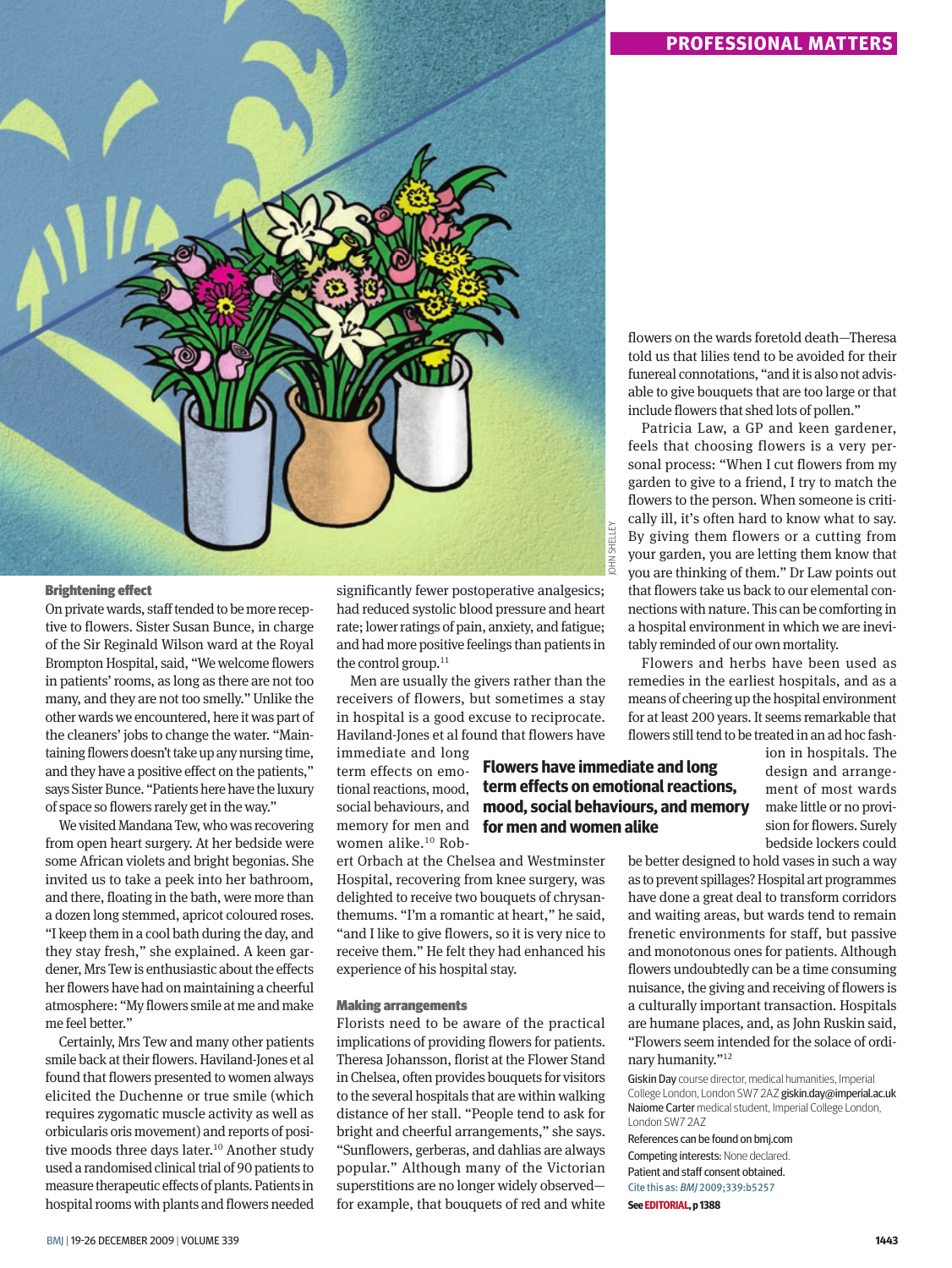## Brightening effect

On private wards, staff tended to be more receptive to flowers. Sister Susan Bunce, in charge of the Sir Reginald Wilson ward at the Royal Brompton Hospital, said, "We welcome flowers in patients' rooms, as long as there are not too many, and they are not too smelly." Unlike the other wards we encountered, here it was part of the cleaners' jobs to change the water. "Maintaining flowers doesn't take up any nursing time, and they have a positive effect on the patients," says Sister Bunce. "Patients here have the luxury of space so flowers rarely get in the way."

We visited Mandana Tew, who was recovering from open heart surgery. At her bedside were some African violets and bright begonias. She invited us to take a peek into her bathroom, and there, floating in the bath, were more than a dozen long stemmed, apricot coloured roses. "I keep them in a cool bath during the day, and they stay fresh," she explained. A keen gardener, Mrs Tew is enthusiastic about the effects her flowers have had on maintaining a cheerful atmosphere: "My flowers smile at me and make me feel better."

Certainly, Mrs Tew and many other patients smile back at their flowers. Haviland-Jones et al found that flowers presented to women always elicited the Duchenne or true smile (which requires zygomatic muscle activity as well as orbicularis oris movement) and reports of positive moods three days later.[10] Another study used a randomised clinical trial of 90 patients to measure therapeutic effects of plants. Patients in hospital rooms with plants and flowers needed significantly fewer postoperative analgesics; had reduced systolic blood pressure and heart rate; lower ratings of pain, anxiety, and fatigue; and had more positive feelings than patients in the control group.[11]

Men are usually the givers rather than the receivers of flowers, but sometimes a stay in hospital is a good excuse to reciprocate. Haviland-Jones et al found that flowers have immediate and long term effects on emotional reactions, mood, social behaviours, and memory for men and women alike.[10] Robert Orbach at the Chelsea and Westminster Hospital, recovering from knee surgery, was delighted to receive two bouquets of chrysanthemums. "I'm a romantic at heart," he said, "and I like to give flowers, so it is very nice to receive them." He felt they had enhanced his experience of his hospital stay.

**Flowers have immediate and long term effects on emotional reactions, mood, social behaviours, and memory for men and women alike**

## Making arrangements

Florists need to be aware of the practical implications of providing flowers for patients. Theresa Johansson, florist at the Flower Stand in Chelsea, often provides bouquets for visitors to the several hospitals that are within walking distance of her stall. "People tend to ask for bright and cheerful arrangements," she says. "Sunflowers, gerberas, and dahlias are always popular." Although many of the Victorian superstitions are no longer widely observed—for example, that bouquets of red and white flowers on the wards foretold death—Theresa told us that lilies tend to be avoided for their funereal connotations, "and it is also not advisable to give bouquets that are too large or that include flowers that shed lots of pollen."

Patricia Law, a GP and keen gardener, feels that choosing flowers is a very personal process: "When I cut flowers from my garden to give to a friend, I try to match the flowers to the person. When someone is critically ill, it's often hard to know what to say. By giving them flowers or a cutting from your garden, you are letting them know that you are thinking of them." Dr Law points out that flowers take us back to our elemental connections with nature. This can be comforting in a hospital environment in which we are inevitably reminded of our own mortality.

Flowers and herbs have been used as remedies in the earliest hospitals, and as a means of cheering up the hospital environment for at least 200 years. It seems remarkable that flowers still tend to be treated in an ad hoc fashion in hospitals. The design and arrangement of most wards make little or no provision for flowers. Surely bedside lockers could be better designed to hold vases in such a way as to prevent spillages? Hospital art programmes have done a great deal to transform corridors and waiting areas, but wards tend to remain frenetic environments for staff, but passive and monotonous ones for patients. Although flowers undoubtedly can be a time consuming nuisance, the giving and receiving of flowers is a culturally important transaction. Hospitals are humane places, and, as John Ruskin said, "Flowers seem intended for the solace of ordinary humanity."[12]

**Giskin Day** course director, medical humanities, Imperial College London, London SW7 2AZ giskin.day@imperial.ac.uk
**Naiome Carter** medical student, Imperial College London, London SW7 2AZ

References can be found on bmj.com

Competing interests: None declared.

Patient and staff consent obtained.

Cite this as: *BMJ* 2009;339:b5257

**See EDITORIAL, p 1388**